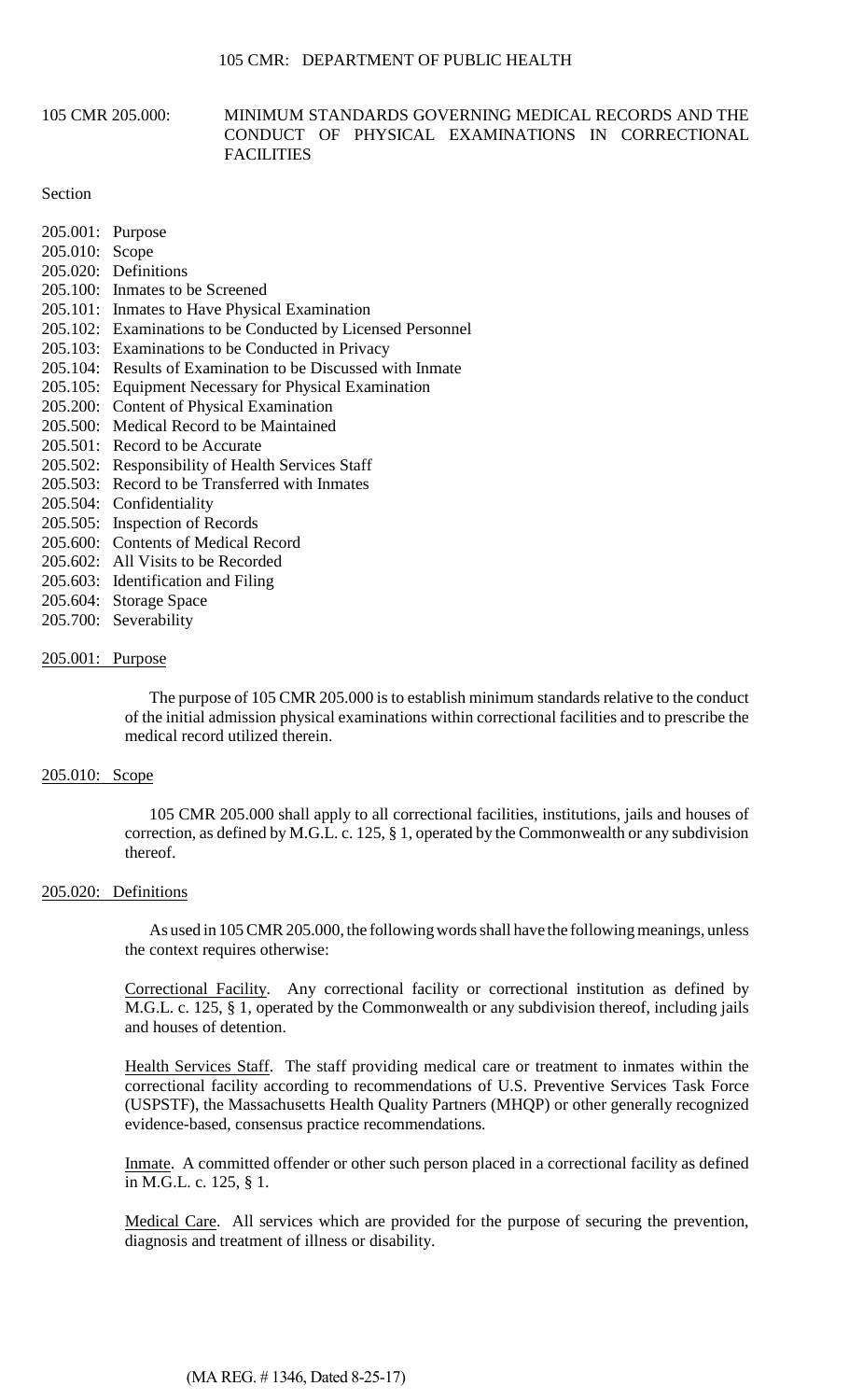# 105 CMR 205.000: MINIMUM STANDARDS GOVERNING MEDICAL RECORDS AND THE CONDUCT OF PHYSICAL EXAMINATIONS IN CORRECTIONAL FACILITIES

Section

205.001: Purpose
205.010: Scope
205.020: Definitions
205.100: Inmates to be Screened
205.101: Inmates to Have Physical Examination
205.102: Examinations to be Conducted by Licensed Personnel
205.103: Examinations to be Conducted in Privacy
205.104: Results of Examination to be Discussed with Inmate
205.105: Equipment Necessary for Physical Examination
205.200: Content of Physical Examination
205.500: Medical Record to be Maintained
205.501: Record to be Accurate
205.502: Responsibility of Health Services Staff
205.503: Record to be Transferred with Inmates
205.504: Confidentiality
205.505: Inspection of Records
205.600: Contents of Medical Record
205.602: All Visits to be Recorded
205.603: Identification and Filing
205.604: Storage Space
205.700: Severability

## 205.001: Purpose

The purpose of 105 CMR 205.000 is to establish minimum standards relative to the conduct of the initial admission physical examinations within correctional facilities and to prescribe the medical record utilized therein.

## 205.010: Scope

105 CMR 205.000 shall apply to all correctional facilities, institutions, jails and houses of correction, as defined by M.G.L. c. 125, § 1, operated by the Commonwealth or any subdivision thereof.

## 205.020: Definitions

As used in 105 CMR 205.000, the following words shall have the following meanings, unless the context requires otherwise:

Correctional Facility. Any correctional facility or correctional institution as defined by M.G.L. c. 125, § 1, operated by the Commonwealth or any subdivision thereof, including jails and houses of detention.

Health Services Staff. The staff providing medical care or treatment to inmates within the correctional facility according to recommendations of U.S. Preventive Services Task Force (USPSTF), the Massachusetts Health Quality Partners (MHQP) or other generally recognized evidence-based, consensus practice recommendations.

Inmate. A committed offender or other such person placed in a correctional facility as defined in M.G.L. c. 125, § 1.

Medical Care. All services which are provided for the purpose of securing the prevention, diagnosis and treatment of illness or disability.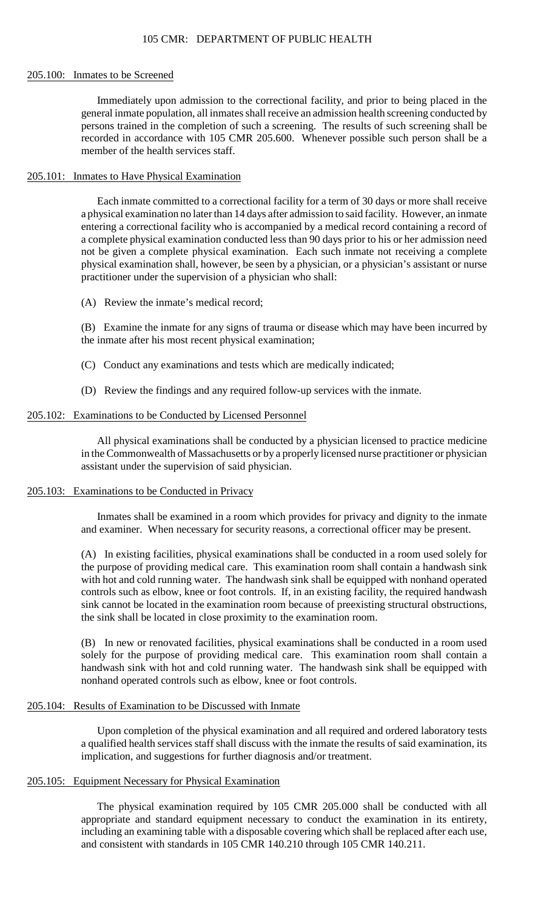### 205.100: Inmates to be Screened

Immediately upon admission to the correctional facility, and prior to being placed in the general inmate population, all inmates shall receive an admission health screening conducted by persons trained in the completion of such a screening. The results of such screening shall be recorded in accordance with 105 CMR 205.600. Whenever possible such person shall be a member of the health services staff.

### 205.101: Inmates to Have Physical Examination

Each inmate committed to a correctional facility for a term of 30 days or more shall receive a physical examination no later than 14 days after admission to said facility. However, an inmate entering a correctional facility who is accompanied by a medical record containing a record of a complete physical examination conducted less than 90 days prior to his or her admission need not be given a complete physical examination. Each such inmate not receiving a complete physical examination shall, however, be seen by a physician, or a physician's assistant or nurse practitioner under the supervision of a physician who shall:

(A) Review the inmate's medical record;

(B) Examine the inmate for any signs of trauma or disease which may have been incurred by the inmate after his most recent physical examination;

(C) Conduct any examinations and tests which are medically indicated;

(D) Review the findings and any required follow-up services with the inmate.

### 205.102: Examinations to be Conducted by Licensed Personnel

All physical examinations shall be conducted by a physician licensed to practice medicine in the Commonwealth of Massachusetts or by a properly licensed nurse practitioner or physician assistant under the supervision of said physician.

### 205.103: Examinations to be Conducted in Privacy

Inmates shall be examined in a room which provides for privacy and dignity to the inmate and examiner. When necessary for security reasons, a correctional officer may be present.

(A) In existing facilities, physical examinations shall be conducted in a room used solely for the purpose of providing medical care. This examination room shall contain a handwash sink with hot and cold running water. The handwash sink shall be equipped with nonhand operated controls such as elbow, knee or foot controls. If, in an existing facility, the required handwash sink cannot be located in the examination room because of preexisting structural obstructions, the sink shall be located in close proximity to the examination room.

(B) In new or renovated facilities, physical examinations shall be conducted in a room used solely for the purpose of providing medical care. This examination room shall contain a handwash sink with hot and cold running water. The handwash sink shall be equipped with nonhand operated controls such as elbow, knee or foot controls.

### 205.104: Results of Examination to be Discussed with Inmate

Upon completion of the physical examination and all required and ordered laboratory tests a qualified health services staff shall discuss with the inmate the results of said examination, its implication, and suggestions for further diagnosis and/or treatment.

### 205.105: Equipment Necessary for Physical Examination

The physical examination required by 105 CMR 205.000 shall be conducted with all appropriate and standard equipment necessary to conduct the examination in its entirety, including an examining table with a disposable covering which shall be replaced after each use, and consistent with standards in 105 CMR 140.210 through 105 CMR 140.211.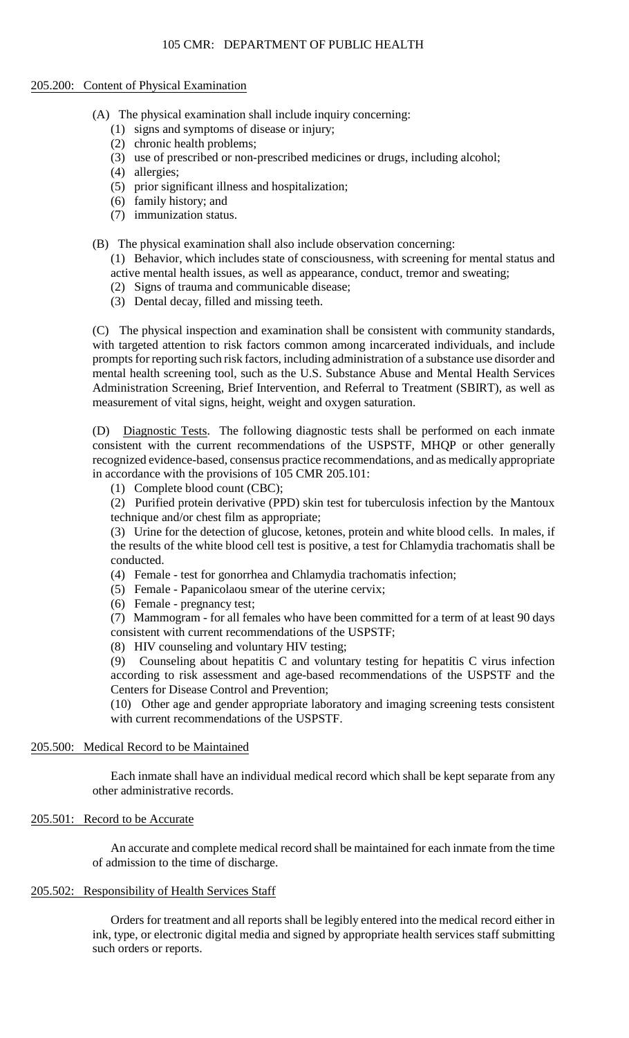## 205.200: Content of Physical Examination

(A) The physical examination shall include inquiry concerning:

(1) signs and symptoms of disease or injury;

(2) chronic health problems;

(3) use of prescribed or non-prescribed medicines or drugs, including alcohol;

(4) allergies;

(5) prior significant illness and hospitalization;

(6) family history; and

(7) immunization status.

(B) The physical examination shall also include observation concerning:

(1) Behavior, which includes state of consciousness, with screening for mental status and active mental health issues, as well as appearance, conduct, tremor and sweating;

(2) Signs of trauma and communicable disease;

(3) Dental decay, filled and missing teeth.

(C) The physical inspection and examination shall be consistent with community standards, with targeted attention to risk factors common among incarcerated individuals, and include prompts for reporting such risk factors, including administration of a substance use disorder and mental health screening tool, such as the U.S. Substance Abuse and Mental Health Services Administration Screening, Brief Intervention, and Referral to Treatment (SBIRT), as well as measurement of vital signs, height, weight and oxygen saturation.

(D) Diagnostic Tests. The following diagnostic tests shall be performed on each inmate consistent with the current recommendations of the USPSTF, MHQP or other generally recognized evidence-based, consensus practice recommendations, and as medically appropriate in accordance with the provisions of 105 CMR 205.101:

(1) Complete blood count (CBC);

(2) Purified protein derivative (PPD) skin test for tuberculosis infection by the Mantoux technique and/or chest film as appropriate;

(3) Urine for the detection of glucose, ketones, protein and white blood cells. In males, if the results of the white blood cell test is positive, a test for Chlamydia trachomatis shall be conducted.

(4) Female - test for gonorrhea and Chlamydia trachomatis infection;

(5) Female - Papanicolaou smear of the uterine cervix;

(6) Female - pregnancy test;

(7) Mammogram - for all females who have been committed for a term of at least 90 days consistent with current recommendations of the USPSTF;

(8) HIV counseling and voluntary HIV testing;

(9) Counseling about hepatitis C and voluntary testing for hepatitis C virus infection according to risk assessment and age-based recommendations of the USPSTF and the Centers for Disease Control and Prevention;

(10) Other age and gender appropriate laboratory and imaging screening tests consistent with current recommendations of the USPSTF.

## 205.500: Medical Record to be Maintained

Each inmate shall have an individual medical record which shall be kept separate from any other administrative records.

## 205.501: Record to be Accurate

An accurate and complete medical record shall be maintained for each inmate from the time of admission to the time of discharge.

## 205.502: Responsibility of Health Services Staff

Orders for treatment and all reports shall be legibly entered into the medical record either in ink, type, or electronic digital media and signed by appropriate health services staff submitting such orders or reports.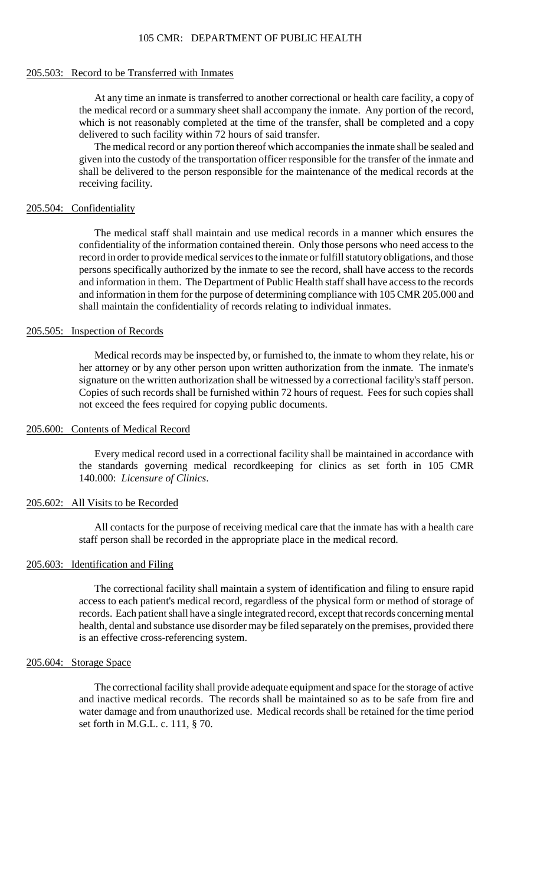## 205.503: Record to be Transferred with Inmates

At any time an inmate is transferred to another correctional or health care facility, a copy of the medical record or a summary sheet shall accompany the inmate. Any portion of the record, which is not reasonably completed at the time of the transfer, shall be completed and a copy delivered to such facility within 72 hours of said transfer.

The medical record or any portion thereof which accompanies the inmate shall be sealed and given into the custody of the transportation officer responsible for the transfer of the inmate and shall be delivered to the person responsible for the maintenance of the medical records at the receiving facility.

## 205.504: Confidentiality

The medical staff shall maintain and use medical records in a manner which ensures the confidentiality of the information contained therein. Only those persons who need access to the record in order to provide medical services to the inmate or fulfill statutory obligations, and those persons specifically authorized by the inmate to see the record, shall have access to the records and information in them. The Department of Public Health staff shall have access to the records and information in them for the purpose of determining compliance with 105 CMR 205.000 and shall maintain the confidentiality of records relating to individual inmates.

## 205.505: Inspection of Records

Medical records may be inspected by, or furnished to, the inmate to whom they relate, his or her attorney or by any other person upon written authorization from the inmate. The inmate's signature on the written authorization shall be witnessed by a correctional facility's staff person. Copies of such records shall be furnished within 72 hours of request. Fees for such copies shall not exceed the fees required for copying public documents.

## 205.600: Contents of Medical Record

Every medical record used in a correctional facility shall be maintained in accordance with the standards governing medical recordkeeping for clinics as set forth in 105 CMR 140.000: *Licensure of Clinics*.

## 205.602: All Visits to be Recorded

All contacts for the purpose of receiving medical care that the inmate has with a health care staff person shall be recorded in the appropriate place in the medical record.

## 205.603: Identification and Filing

The correctional facility shall maintain a system of identification and filing to ensure rapid access to each patient's medical record, regardless of the physical form or method of storage of records. Each patient shall have a single integrated record, except that records concerning mental health, dental and substance use disorder may be filed separately on the premises, provided there is an effective cross-referencing system.

## 205.604: Storage Space

The correctional facility shall provide adequate equipment and space for the storage of active and inactive medical records. The records shall be maintained so as to be safe from fire and water damage and from unauthorized use. Medical records shall be retained for the time period set forth in M.G.L. c. 111, § 70.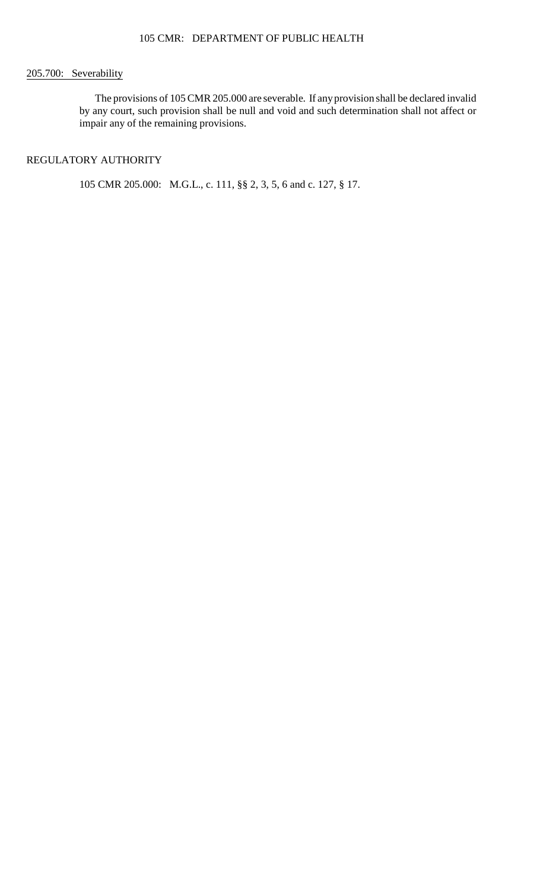205.700: Severability

The provisions of 105 CMR 205.000 are severable. If any provision shall be declared invalid by any court, such provision shall be null and void and such determination shall not affect or impair any of the remaining provisions.

REGULATORY AUTHORITY

105 CMR 205.000: M.G.L., c. 111, §§ 2, 3, 5, 6 and c. 127, § 17.